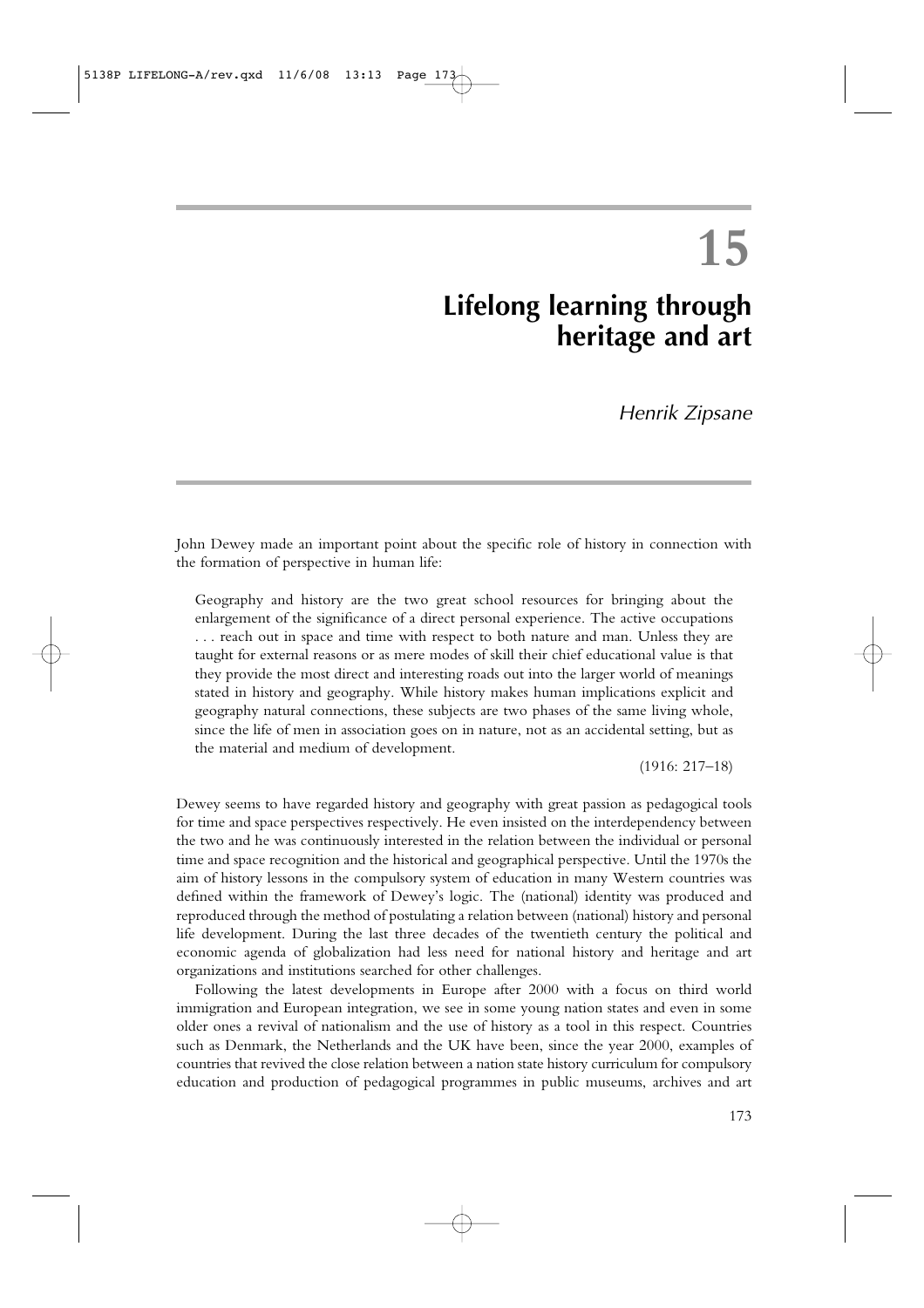# 15

# Lifelong learning through heritage and art

*Henrik Zipsane*

John Dewey made an important point about the specific role of history in connection with the formation of perspective in human life:

> Geography and history are the two great school resources for bringing about the enlargement of the significance of a direct personal experience. The active occupations . . . reach out in space and time with respect to both nature and man. Unless they are taught for external reasons or as mere modes of skill their chief educational value is that they provide the most direct and interesting roads out into the larger world of meanings stated in history and geography. While history makes human implications explicit and geography natural connections, these subjects are two phases of the same living whole, since the life of men in association goes on in nature, not as an accidental setting, but as the material and medium of development.
>
> (1916: 217–18)

Dewey seems to have regarded history and geography with great passion as pedagogical tools for time and space perspectives respectively. He even insisted on the interdependency between the two and he was continuously interested in the relation between the individual or personal time and space recognition and the historical and geographical perspective. Until the 1970s the aim of history lessons in the compulsory system of education in many Western countries was defined within the framework of Dewey's logic. The (national) identity was produced and reproduced through the method of postulating a relation between (national) history and personal life development. During the last three decades of the twentieth century the political and economic agenda of globalization had less need for national history and heritage and art organizations and institutions searched for other challenges.

Following the latest developments in Europe after 2000 with a focus on third world immigration and European integration, we see in some young nation states and even in some older ones a revival of nationalism and the use of history as a tool in this respect. Countries such as Denmark, the Netherlands and the UK have been, since the year 2000, examples of countries that revived the close relation between a nation state history curriculum for compulsory education and production of pedagogical programmes in public museums, archives and art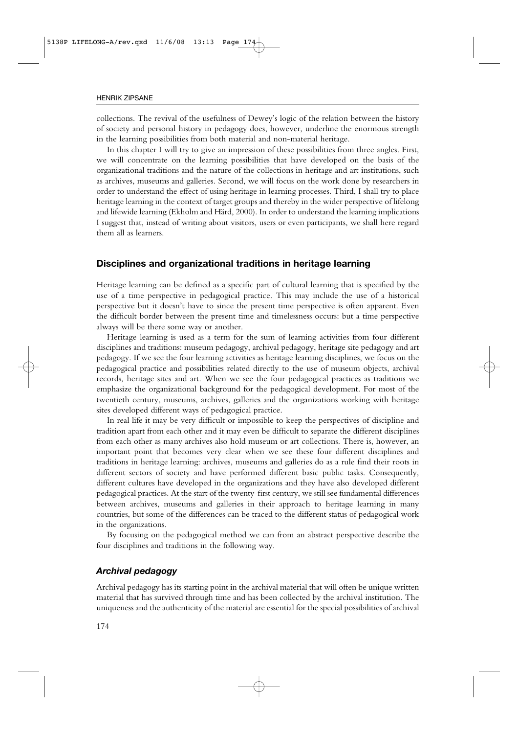collections. The revival of the usefulness of Dewey's logic of the relation between the history of society and personal history in pedagogy does, however, underline the enormous strength in the learning possibilities from both material and non-material heritage.

In this chapter I will try to give an impression of these possibilities from three angles. First, we will concentrate on the learning possibilities that have developed on the basis of the organizational traditions and the nature of the collections in heritage and art institutions, such as archives, museums and galleries. Second, we will focus on the work done by researchers in order to understand the effect of using heritage in learning processes. Third, I shall try to place heritage learning in the context of target groups and thereby in the wider perspective of lifelong and lifewide learning (Ekholm and Härd, 2000). In order to understand the learning implications I suggest that, instead of writing about visitors, users or even participants, we shall here regard them all as learners.

## Disciplines and organizational traditions in heritage learning

Heritage learning can be defined as a specific part of cultural learning that is specified by the use of a time perspective in pedagogical practice. This may include the use of a historical perspective but it doesn't have to since the present time perspective is often apparent. Even the difficult border between the present time and timelessness occurs: but a time perspective always will be there some way or another.

Heritage learning is used as a term for the sum of learning activities from four different disciplines and traditions: museum pedagogy, archival pedagogy, heritage site pedagogy and art pedagogy. If we see the four learning activities as heritage learning disciplines, we focus on the pedagogical practice and possibilities related directly to the use of museum objects, archival records, heritage sites and art. When we see the four pedagogical practices as traditions we emphasize the organizational background for the pedagogical development. For most of the twentieth century, museums, archives, galleries and the organizations working with heritage sites developed different ways of pedagogical practice.

In real life it may be very difficult or impossible to keep the perspectives of discipline and tradition apart from each other and it may even be difficult to separate the different disciplines from each other as many archives also hold museum or art collections. There is, however, an important point that becomes very clear when we see these four different disciplines and traditions in heritage learning: archives, museums and galleries do as a rule find their roots in different sectors of society and have performed different basic public tasks. Consequently, different cultures have developed in the organizations and they have also developed different pedagogical practices. At the start of the twenty-first century, we still see fundamental differences between archives, museums and galleries in their approach to heritage learning in many countries, but some of the differences can be traced to the different status of pedagogical work in the organizations.

By focusing on the pedagogical method we can from an abstract perspective describe the four disciplines and traditions in the following way.

### *Archival pedagogy*

Archival pedagogy has its starting point in the archival material that will often be unique written material that has survived through time and has been collected by the archival institution. The uniqueness and the authenticity of the material are essential for the special possibilities of archival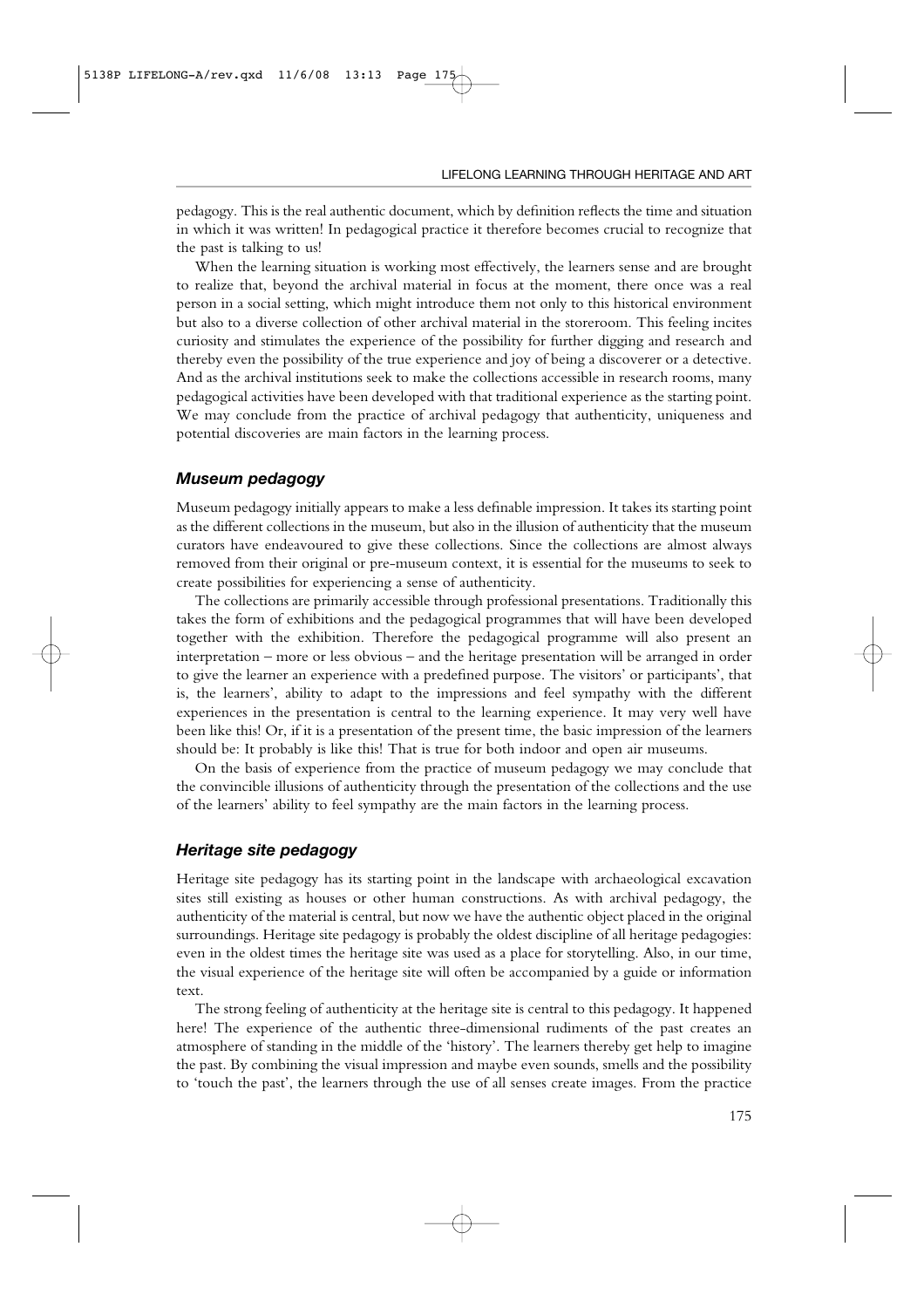pedagogy. This is the real authentic document, which by definition reflects the time and situation in which it was written! In pedagogical practice it therefore becomes crucial to recognize that the past is talking to us!

When the learning situation is working most effectively, the learners sense and are brought to realize that, beyond the archival material in focus at the moment, there once was a real person in a social setting, which might introduce them not only to this historical environment but also to a diverse collection of other archival material in the storeroom. This feeling incites curiosity and stimulates the experience of the possibility for further digging and research and thereby even the possibility of the true experience and joy of being a discoverer or a detective. And as the archival institutions seek to make the collections accessible in research rooms, many pedagogical activities have been developed with that traditional experience as the starting point. We may conclude from the practice of archival pedagogy that authenticity, uniqueness and potential discoveries are main factors in the learning process.

### *Museum pedagogy*

Museum pedagogy initially appears to make a less definable impression. It takes its starting point as the different collections in the museum, but also in the illusion of authenticity that the museum curators have endeavoured to give these collections. Since the collections are almost always removed from their original or pre-museum context, it is essential for the museums to seek to create possibilities for experiencing a sense of authenticity.

The collections are primarily accessible through professional presentations. Traditionally this takes the form of exhibitions and the pedagogical programmes that will have been developed together with the exhibition. Therefore the pedagogical programme will also present an interpretation – more or less obvious – and the heritage presentation will be arranged in order to give the learner an experience with a predefined purpose. The visitors' or participants', that is, the learners', ability to adapt to the impressions and feel sympathy with the different experiences in the presentation is central to the learning experience. It may very well have been like this! Or, if it is a presentation of the present time, the basic impression of the learners should be: It probably is like this! That is true for both indoor and open air museums.

On the basis of experience from the practice of museum pedagogy we may conclude that the convincible illusions of authenticity through the presentation of the collections and the use of the learners' ability to feel sympathy are the main factors in the learning process.

### *Heritage site pedagogy*

Heritage site pedagogy has its starting point in the landscape with archaeological excavation sites still existing as houses or other human constructions. As with archival pedagogy, the authenticity of the material is central, but now we have the authentic object placed in the original surroundings. Heritage site pedagogy is probably the oldest discipline of all heritage pedagogies: even in the oldest times the heritage site was used as a place for storytelling. Also, in our time, the visual experience of the heritage site will often be accompanied by a guide or information text.

The strong feeling of authenticity at the heritage site is central to this pedagogy. It happened here! The experience of the authentic three-dimensional rudiments of the past creates an atmosphere of standing in the middle of the 'history'. The learners thereby get help to imagine the past. By combining the visual impression and maybe even sounds, smells and the possibility to 'touch the past', the learners through the use of all senses create images. From the practice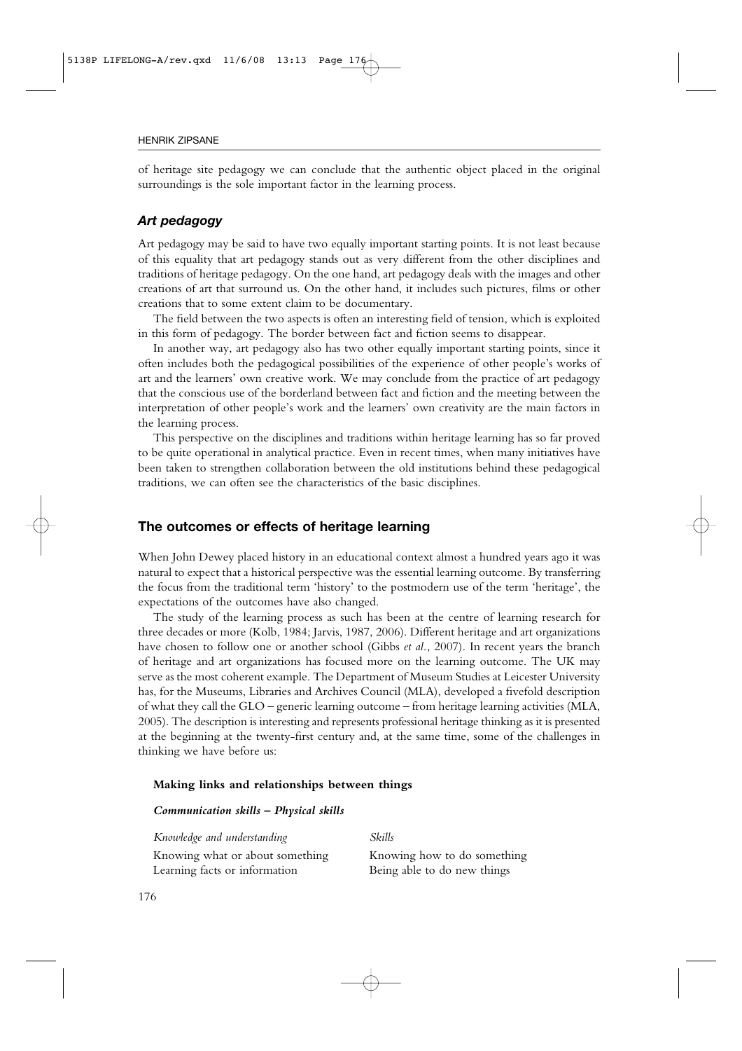of heritage site pedagogy we can conclude that the authentic object placed in the original surroundings is the sole important factor in the learning process.

### *Art pedagogy*

Art pedagogy may be said to have two equally important starting points. It is not least because of this equality that art pedagogy stands out as very different from the other disciplines and traditions of heritage pedagogy. On the one hand, art pedagogy deals with the images and other creations of art that surround us. On the other hand, it includes such pictures, films or other creations that to some extent claim to be documentary.

The field between the two aspects is often an interesting field of tension, which is exploited in this form of pedagogy. The border between fact and fiction seems to disappear.

In another way, art pedagogy also has two other equally important starting points, since it often includes both the pedagogical possibilities of the experience of other people's works of art and the learners' own creative work. We may conclude from the practice of art pedagogy that the conscious use of the borderland between fact and fiction and the meeting between the interpretation of other people's work and the learners' own creativity are the main factors in the learning process.

This perspective on the disciplines and traditions within heritage learning has so far proved to be quite operational in analytical practice. Even in recent times, when many initiatives have been taken to strengthen collaboration between the old institutions behind these pedagogical traditions, we can often see the characteristics of the basic disciplines.

## The outcomes or effects of heritage learning

When John Dewey placed history in an educational context almost a hundred years ago it was natural to expect that a historical perspective was the essential learning outcome. By transferring the focus from the traditional term 'history' to the postmodern use of the term 'heritage', the expectations of the outcomes have also changed.

The study of the learning process as such has been at the centre of learning research for three decades or more (Kolb, 1984; Jarvis, 1987, 2006). Different heritage and art organizations have chosen to follow one or another school (Gibbs *et al.*, 2007). In recent years the branch of heritage and art organizations has focused more on the learning outcome. The UK may serve as the most coherent example. The Department of Museum Studies at Leicester University has, for the Museums, Libraries and Archives Council (MLA), developed a fivefold description of what they call the GLO – generic learning outcome – from heritage learning activities (MLA, 2005). The description is interesting and represents professional heritage thinking as it is presented at the beginning at the twenty-first century and, at the same time, some of the challenges in thinking we have before us:

**Making links and relationships between things**

***Communication skills – Physical skills***

| *Knowledge and understanding* | *Skills* |
|---|---|
| Knowing what or about something | Knowing how to do something |
| Learning facts or information | Being able to do new things |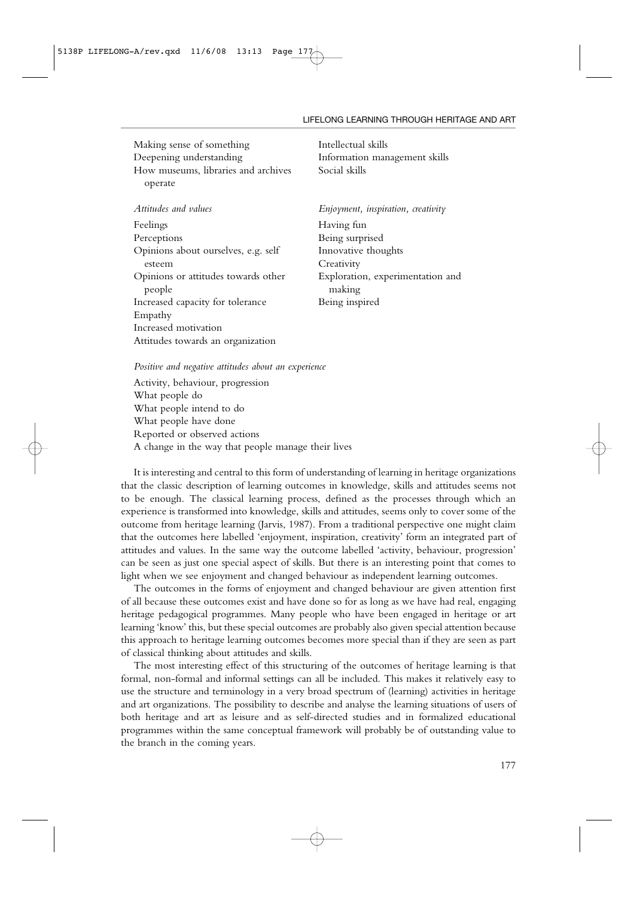Making sense of something
Deepening understanding
How museums, libraries and archives operate

Intellectual skills
Information management skills
Social skills

*Attitudes and values*

Feelings
Perceptions
Opinions about ourselves, e.g. self esteem
Opinions or attitudes towards other people
Increased capacity for tolerance
Empathy
Increased motivation
Attitudes towards an organization

*Enjoyment, inspiration, creativity*

Having fun
Being surprised
Innovative thoughts
Creativity
Exploration, experimentation and making
Being inspired

*Positive and negative attitudes about an experience*

Activity, behaviour, progression
What people do
What people intend to do
What people have done
Reported or observed actions
A change in the way that people manage their lives

It is interesting and central to this form of understanding of learning in heritage organizations that the classic description of learning outcomes in knowledge, skills and attitudes seems not to be enough. The classical learning process, defined as the processes through which an experience is transformed into knowledge, skills and attitudes, seems only to cover some of the outcome from heritage learning (Jarvis, 1987). From a traditional perspective one might claim that the outcomes here labelled 'enjoyment, inspiration, creativity' form an integrated part of attitudes and values. In the same way the outcome labelled 'activity, behaviour, progression' can be seen as just one special aspect of skills. But there is an interesting point that comes to light when we see enjoyment and changed behaviour as independent learning outcomes.

The outcomes in the forms of enjoyment and changed behaviour are given attention first of all because these outcomes exist and have done so for as long as we have had real, engaging heritage pedagogical programmes. Many people who have been engaged in heritage or art learning 'know' this, but these special outcomes are probably also given special attention because this approach to heritage learning outcomes becomes more special than if they are seen as part of classical thinking about attitudes and skills.

The most interesting effect of this structuring of the outcomes of heritage learning is that formal, non-formal and informal settings can all be included. This makes it relatively easy to use the structure and terminology in a very broad spectrum of (learning) activities in heritage and art organizations. The possibility to describe and analyse the learning situations of users of both heritage and art as leisure and as self-directed studies and in formalized educational programmes within the same conceptual framework will probably be of outstanding value to the branch in the coming years.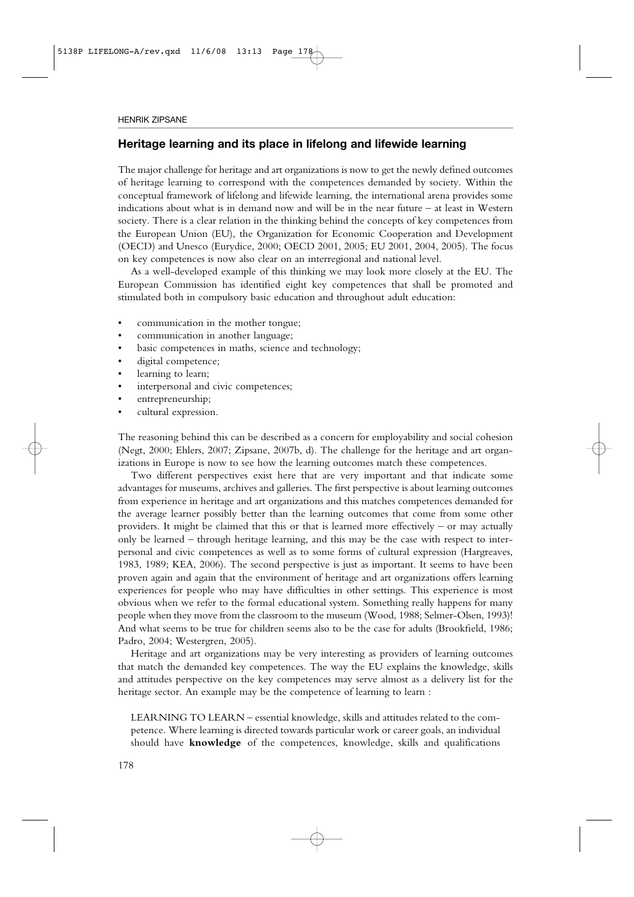## Heritage learning and its place in lifelong and lifewide learning

The major challenge for heritage and art organizations is now to get the newly defined outcomes of heritage learning to correspond with the competences demanded by society. Within the conceptual framework of lifelong and lifewide learning, the international arena provides some indications about what is in demand now and will be in the near future – at least in Western society. There is a clear relation in the thinking behind the concepts of key competences from the European Union (EU), the Organization for Economic Cooperation and Development (OECD) and Unesco (Eurydice, 2000; OECD 2001, 2005; EU 2001, 2004, 2005). The focus on key competences is now also clear on an interregional and national level.

As a well-developed example of this thinking we may look more closely at the EU. The European Commission has identified eight key competences that shall be promoted and stimulated both in compulsory basic education and throughout adult education:

- communication in the mother tongue;
- communication in another language;
- basic competences in maths, science and technology;
- digital competence;
- learning to learn;
- interpersonal and civic competences;
- entrepreneurship;
- cultural expression.

The reasoning behind this can be described as a concern for employability and social cohesion (Negt, 2000; Ehlers, 2007; Zipsane, 2007b, d). The challenge for the heritage and art organizations in Europe is now to see how the learning outcomes match these competences.

Two different perspectives exist here that are very important and that indicate some advantages for museums, archives and galleries. The first perspective is about learning outcomes from experience in heritage and art organizations and this matches competences demanded for the average learner possibly better than the learning outcomes that come from some other providers. It might be claimed that this or that is learned more effectively – or may actually only be learned – through heritage learning, and this may be the case with respect to interpersonal and civic competences as well as to some forms of cultural expression (Hargreaves, 1983, 1989; KEA, 2006). The second perspective is just as important. It seems to have been proven again and again that the environment of heritage and art organizations offers learning experiences for people who may have difficulties in other settings. This experience is most obvious when we refer to the formal educational system. Something really happens for many people when they move from the classroom to the museum (Wood, 1988; Selmer-Olsen, 1993)! And what seems to be true for children seems also to be the case for adults (Brookfield, 1986; Padro, 2004; Westergren, 2005).

Heritage and art organizations may be very interesting as providers of learning outcomes that match the demanded key competences. The way the EU explains the knowledge, skills and attitudes perspective on the key competences may serve almost as a delivery list for the heritage sector. An example may be the competence of learning to learn :

> LEARNING TO LEARN – essential knowledge, skills and attitudes related to the competence. Where learning is directed towards particular work or career goals, an individual should have **knowledge** of the competences, knowledge, skills and qualifications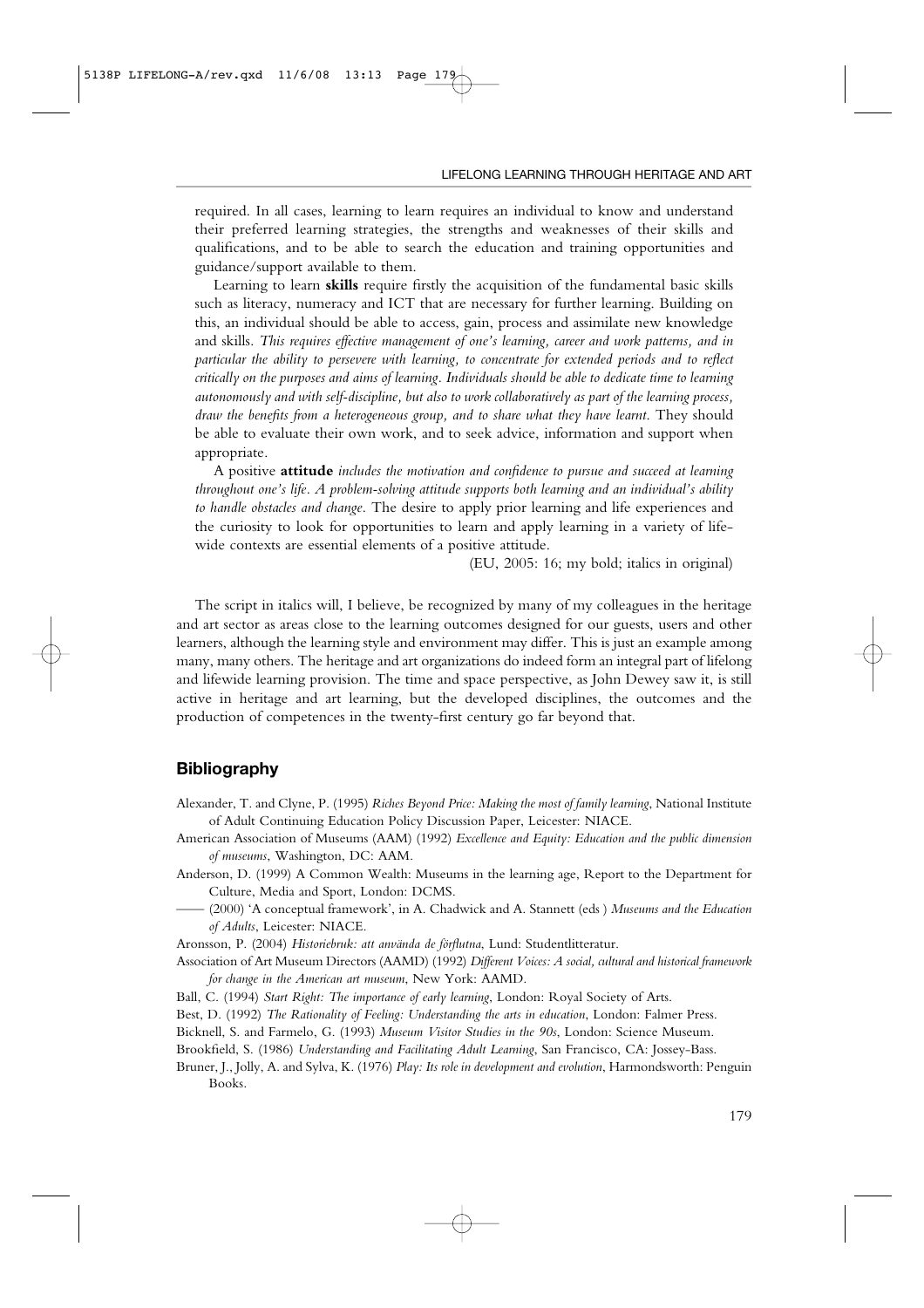required. In all cases, learning to learn requires an individual to know and understand their preferred learning strategies, the strengths and weaknesses of their skills and qualifications, and to be able to search the education and training opportunities and guidance/support available to them.

Learning to learn **skills** require firstly the acquisition of the fundamental basic skills such as literacy, numeracy and ICT that are necessary for further learning. Building on this, an individual should be able to access, gain, process and assimilate new knowledge and skills. *This requires effective management of one's learning, career and work patterns, and in particular the ability to persevere with learning, to concentrate for extended periods and to reflect critically on the purposes and aims of learning. Individuals should be able to dedicate time to learning autonomously and with self-discipline, but also to work collaboratively as part of the learning process, draw the benefits from a heterogeneous group, and to share what they have learnt.* They should be able to evaluate their own work, and to seek advice, information and support when appropriate.

A positive **attitude** *includes the motivation and confidence to pursue and succeed at learning throughout one's life. A problem-solving attitude supports both learning and an individual's ability to handle obstacles and change.* The desire to apply prior learning and life experiences and the curiosity to look for opportunities to learn and apply learning in a variety of life-wide contexts are essential elements of a positive attitude.

(EU, 2005: 16; my bold; italics in original)

The script in italics will, I believe, be recognized by many of my colleagues in the heritage and art sector as areas close to the learning outcomes designed for our guests, users and other learners, although the learning style and environment may differ. This is just an example among many, many others. The heritage and art organizations do indeed form an integral part of lifelong and lifewide learning provision. The time and space perspective, as John Dewey saw it, is still active in heritage and art learning, but the developed disciplines, the outcomes and the production of competences in the twenty-first century go far beyond that.

## Bibliography

Alexander, T. and Clyne, P. (1995) *Riches Beyond Price: Making the most of family learning*, National Institute of Adult Continuing Education Policy Discussion Paper, Leicester: NIACE.

American Association of Museums (AAM) (1992) *Excellence and Equity: Education and the public dimension of museums*, Washington, DC: AAM.

Anderson, D. (1999) A Common Wealth: Museums in the learning age, Report to the Department for Culture, Media and Sport, London: DCMS.

—— (2000) 'A conceptual framework', in A. Chadwick and A. Stannett (eds ) *Museums and the Education of Adults*, Leicester: NIACE.

Aronsson, P. (2004) *Historiebruk: att använda de förflutna*, Lund: Studentlitteratur.

Association of Art Museum Directors (AAMD) (1992) *Different Voices: A social, cultural and historical framework for change in the American art museum*, New York: AAMD.

Ball, C. (1994) *Start Right: The importance of early learning*, London: Royal Society of Arts.

Best, D. (1992) *The Rationality of Feeling: Understanding the arts in education*, London: Falmer Press.

Bicknell, S. and Farmelo, G. (1993) *Museum Visitor Studies in the 90s*, London: Science Museum.

Brookfield, S. (1986) *Understanding and Facilitating Adult Learning*, San Francisco, CA: Jossey-Bass.

Bruner, J., Jolly, A. and Sylva, K. (1976) *Play: Its role in development and evolution*, Harmondsworth: Penguin Books.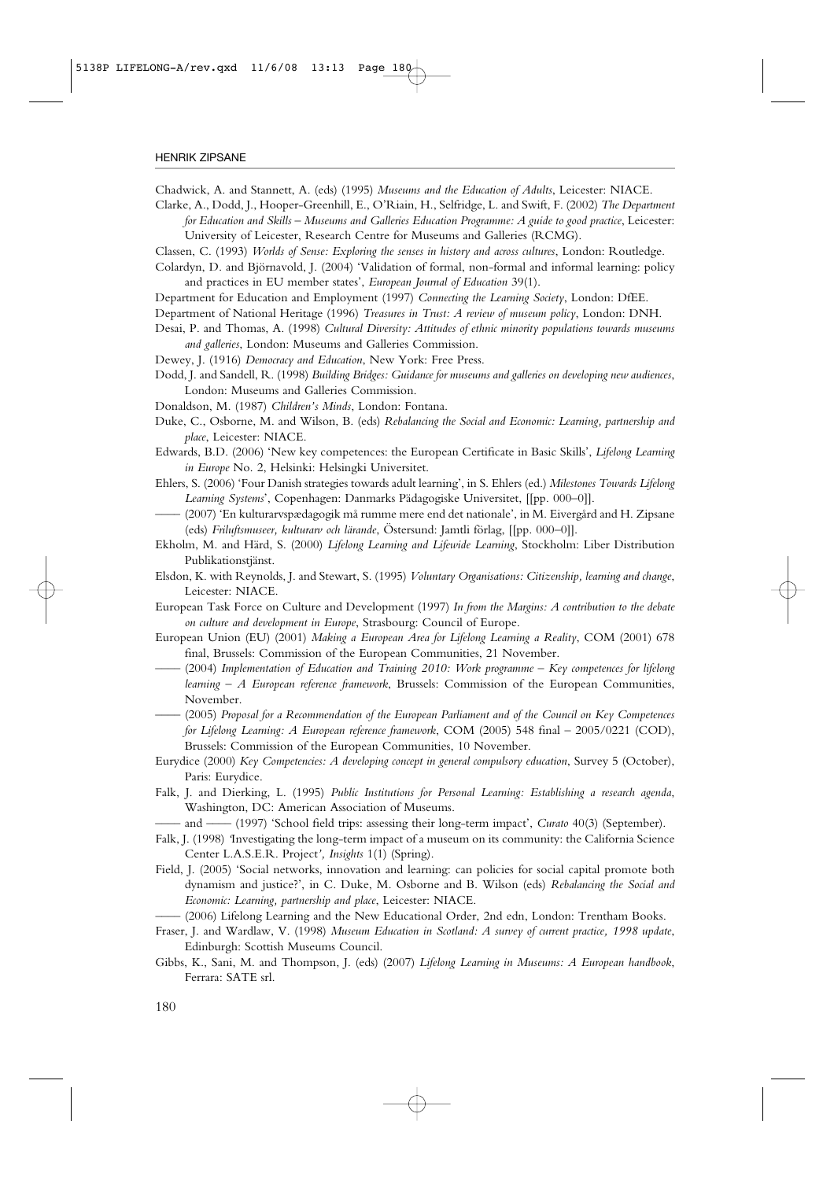Chadwick, A. and Stannett, A. (eds) (1995) *Museums and the Education of Adults*, Leicester: NIACE.

Clarke, A., Dodd, J., Hooper-Greenhill, E., O'Riain, H., Selfridge, L. and Swift, F. (2002) *The Department for Education and Skills – Museums and Galleries Education Programme: A guide to good practice*, Leicester: University of Leicester, Research Centre for Museums and Galleries (RCMG).

Classen, C. (1993) *Worlds of Sense: Exploring the senses in history and across cultures*, London: Routledge.

Colardyn, D. and Björnavold, J. (2004) 'Validation of formal, non-formal and informal learning: policy and practices in EU member states', *European Journal of Education* 39(1).

Department for Education and Employment (1997) *Connecting the Learning Society*, London: DfEE.

Department of National Heritage (1996) *Treasures in Trust: A review of museum policy*, London: DNH.

Desai, P. and Thomas, A. (1998) *Cultural Diversity: Attitudes of ethnic minority populations towards museums and galleries*, London: Museums and Galleries Commission.

Dewey, J. (1916) *Democracy and Education*, New York: Free Press.

Dodd, J. and Sandell, R. (1998) *Building Bridges: Guidance for museums and galleries on developing new audiences*, London: Museums and Galleries Commission.

Donaldson, M. (1987) *Children's Minds*, London: Fontana.

Duke, C., Osborne, M. and Wilson, B. (eds) *Rebalancing the Social and Economic: Learning, partnership and place*, Leicester: NIACE.

Edwards, B.D. (2006) 'New key competences: the European Certificate in Basic Skills', *Lifelong Learning in Europe* No. 2, Helsinki: Helsingki Universitet.

Ehlers, S. (2006) 'Four Danish strategies towards adult learning', in S. Ehlers (ed.) *Milestones Towards Lifelong Learning Systems*', Copenhagen: Danmarks Pädagogiske Universitet, [[pp. 000–0]].

—— (2007) 'En kulturarvspædagogik må rumme mere end det nationale', in M. Eivergård and H. Zipsane (eds) *Friluftsmuseer, kulturarv och lärande*, Östersund: Jamtli förlag, [[pp. 000–0]].

Ekholm, M. and Härd, S. (2000) *Lifelong Learning and Lifewide Learning*, Stockholm: Liber Distribution Publikationstjänst.

Elsdon, K. with Reynolds, J. and Stewart, S. (1995) *Voluntary Organisations: Citizenship, learning and change*, Leicester: NIACE.

European Task Force on Culture and Development (1997) *In from the Margins: A contribution to the debate on culture and development in Europe*, Strasbourg: Council of Europe.

European Union (EU) (2001) *Making a European Area for Lifelong Learning a Reality*, COM (2001) 678 final, Brussels: Commission of the European Communities, 21 November.

—— (2004) *Implementation of Education and Training 2010: Work programme – Key competences for lifelong learning – A European reference framework*, Brussels: Commission of the European Communities, November.

—— (2005) *Proposal for a Recommendation of the European Parliament and of the Council on Key Competences for Lifelong Learning: A European reference framework*, COM (2005) 548 final – 2005/0221 (COD), Brussels: Commission of the European Communities, 10 November.

Eurydice (2000) *Key Competencies: A developing concept in general compulsory education*, Survey 5 (October), Paris: Eurydice.

Falk, J. and Dierking, L. (1995) *Public Institutions for Personal Learning: Establishing a research agenda*, Washington, DC: American Association of Museums.

—— and —— (1997) 'School field trips: assessing their long-term impact', *Curato* 40(3) (September).

Falk, J. (1998) 'Investigating the long-term impact of a museum on its community: the California Science Center L.A.S.E.R. Project', *Insights* 1(1) (Spring).

Field, J. (2005) 'Social networks, innovation and learning: can policies for social capital promote both dynamism and justice?', in C. Duke, M. Osborne and B. Wilson (eds) *Rebalancing the Social and Economic: Learning, partnership and place*, Leicester: NIACE.

—— (2006) Lifelong Learning and the New Educational Order, 2nd edn, London: Trentham Books.

Fraser, J. and Wardlaw, V. (1998) *Museum Education in Scotland: A survey of current practice, 1998 update*, Edinburgh: Scottish Museums Council.

Gibbs, K., Sani, M. and Thompson, J. (eds) (2007) *Lifelong Learning in Museums: A European handbook*, Ferrara: SATE srl.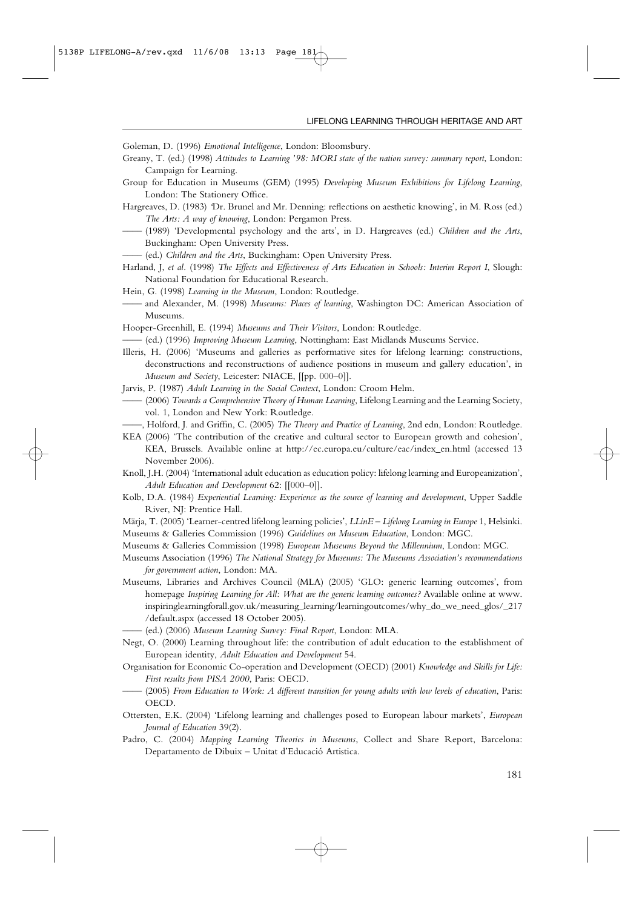Goleman, D. (1996) *Emotional Intelligence*, London: Bloomsbury.

Greany, T. (ed.) (1998) *Attitudes to Learning '98: MORI state of the nation survey: summary report*, London: Campaign for Learning.

Group for Education in Museums (GEM) (1995) *Developing Museum Exhibitions for Lifelong Learning*, London: The Stationery Office.

Hargreaves, D. (1983) 'Dr. Brunel and Mr. Denning: reflections on aesthetic knowing', in M. Ross (ed.) *The Arts: A way of knowing*, London: Pergamon Press.

—— (1989) 'Developmental psychology and the arts', in D. Hargreaves (ed.) *Children and the Arts*, Buckingham: Open University Press.

—— (ed.) *Children and the Arts*, Buckingham: Open University Press.

Harland, J, *et al.* (1998) *The Effects and Effectiveness of Arts Education in Schools: Interim Report I*, Slough: National Foundation for Educational Research.

Hein, G. (1998) *Learning in the Museum*, London: Routledge.

—— and Alexander, M. (1998) *Museums: Places of learning*, Washington DC: American Association of Museums.

Hooper-Greenhill, E. (1994) *Museums and Their Visitors*, London: Routledge.

—— (ed.) (1996) *Improving Museum Learning*, Nottingham: East Midlands Museums Service.

Illeris, H. (2006) 'Museums and galleries as performative sites for lifelong learning: constructions, deconstructions and reconstructions of audience positions in museum and gallery education', in *Museum and Society*, Leicester: NIACE, [[pp. 000–0]].

Jarvis, P. (1987) *Adult Learning in the Social Context*, London: Croom Helm.

—— (2006) *Towards a Comprehensive Theory of Human Learning*, Lifelong Learning and the Learning Society, vol. 1, London and New York: Routledge.

——, Holford, J. and Griffin, C. (2005) *The Theory and Practice of Learning*, 2nd edn, London: Routledge.

KEA (2006) 'The contribution of the creative and cultural sector to European growth and cohesion', KEA, Brussels. Available online at http://ec.europa.eu/culture/eac/index_en.html (accessed 13 November 2006).

Knoll, J.H. (2004) 'International adult education as education policy: lifelong learning and Europeanization', *Adult Education and Development* 62: [[000–0]].

Kolb, D.A. (1984) *Experiential Learning: Experience as the source of learning and development*, Upper Saddle River, NJ: Prentice Hall.

Märja, T. (2005) 'Learner-centred lifelong learning policies', *LLinE – Lifelong Learning in Europe* 1, Helsinki.

Museums & Galleries Commission (1996) *Guidelines on Museum Education*, London: MGC.

Museums & Galleries Commission (1998) *European Museums Beyond the Millennium*, London: MGC.

Museums Association (1996) *The National Strategy for Museums: The Museums Association's recommendations for government action*, London: MA.

Museums, Libraries and Archives Council (MLA) (2005) 'GLO: generic learning outcomes', from homepage *Inspiring Learning for All: What are the generic learning outcomes?* Available online at www.inspiringlearningforall.gov.uk/measuring_learning/learningoutcomes/why_do_we_need_glos/_217/default.aspx (accessed 18 October 2005).

—— (ed.) (2006) *Museum Learning Survey: Final Report*, London: MLA.

Negt, O. (2000) Learning throughout life: the contribution of adult education to the establishment of European identity, *Adult Education and Development* 54.

Organisation for Economic Co-operation and Development (OECD) (2001) *Knowledge and Skills for Life: First results from PISA 2000*, Paris: OECD.

—— (2005) *From Education to Work: A different transition for young adults with low levels of education*, Paris: OECD.

Ottersten, E.K. (2004) 'Lifelong learning and challenges posed to European labour markets', *European Journal of Education* 39(2).

Padro, C. (2004) *Mapping Learning Theories in Museums*, Collect and Share Report, Barcelona: Departamento de Dibuix – Unitat d'Educació Artistica.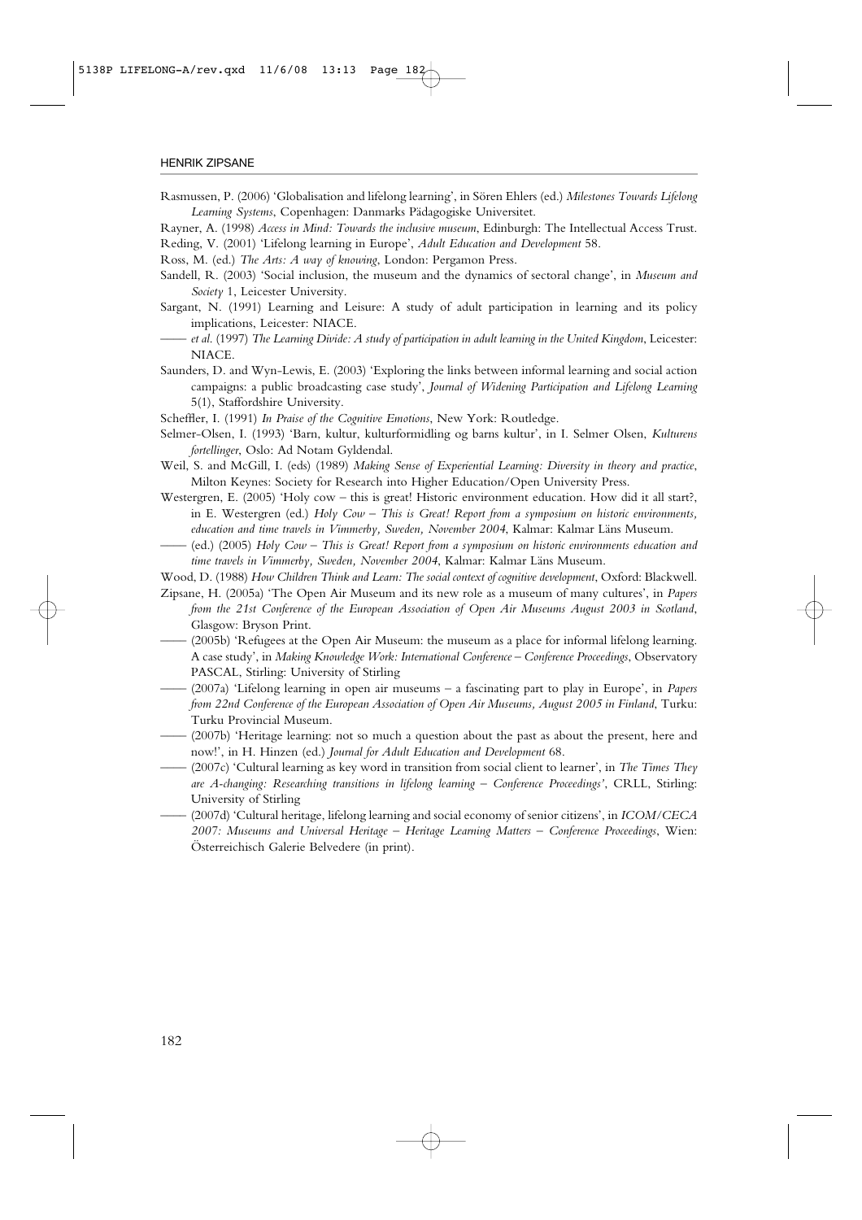Rasmussen, P. (2006) 'Globalisation and lifelong learning', in Sören Ehlers (ed.) *Milestones Towards Lifelong Learning Systems*, Copenhagen: Danmarks Pädagogiske Universitet.

Rayner, A. (1998) *Access in Mind: Towards the inclusive museum*, Edinburgh: The Intellectual Access Trust.

Reding, V. (2001) 'Lifelong learning in Europe', *Adult Education and Development* 58.

Ross, M. (ed.) *The Arts: A way of knowing*, London: Pergamon Press.

Sandell, R. (2003) 'Social inclusion, the museum and the dynamics of sectoral change', in *Museum and Society* 1, Leicester University.

Sargant, N. (1991) Learning and Leisure: A study of adult participation in learning and its policy implications, Leicester: NIACE.

—— *et al.* (1997) *The Learning Divide: A study of participation in adult learning in the United Kingdom*, Leicester: NIACE.

Saunders, D. and Wyn-Lewis, E. (2003) 'Exploring the links between informal learning and social action campaigns: a public broadcasting case study', *Journal of Widening Participation and Lifelong Learning* 5(1), Staffordshire University.

Scheffler, I. (1991) *In Praise of the Cognitive Emotions*, New York: Routledge.

Selmer-Olsen, I. (1993) 'Barn, kultur, kulturformidling og barns kultur', in I. Selmer Olsen, *Kulturens fortellinger*, Oslo: Ad Notam Gyldendal.

Weil, S. and McGill, I. (eds) (1989) *Making Sense of Experiential Learning: Diversity in theory and practice*, Milton Keynes: Society for Research into Higher Education/Open University Press.

Westergren, E. (2005) 'Holy cow – this is great! Historic environment education. How did it all start?, in E. Westergren (ed.) *Holy Cow – This is Great! Report from a symposium on historic environments, education and time travels in Vimmerby, Sweden, November 2004*, Kalmar: Kalmar Läns Museum.

—— (ed.) (2005) *Holy Cow – This is Great! Report from a symposium on historic environments education and time travels in Vimmerby, Sweden, November 2004*, Kalmar: Kalmar Läns Museum.

Wood, D. (1988) *How Children Think and Learn: The social context of cognitive development*, Oxford: Blackwell.

Zipsane, H. (2005a) 'The Open Air Museum and its new role as a museum of many cultures', in *Papers from the 21st Conference of the European Association of Open Air Museums August 2003 in Scotland*, Glasgow: Bryson Print.

—— (2005b) 'Refugees at the Open Air Museum: the museum as a place for informal lifelong learning. A case study', in *Making Knowledge Work: International Conference – Conference Proceedings*, Observatory PASCAL, Stirling: University of Stirling

—— (2007a) 'Lifelong learning in open air museums – a fascinating part to play in Europe', in *Papers from 22nd Conference of the European Association of Open Air Museums, August 2005 in Finland*, Turku: Turku Provincial Museum.

—— (2007b) 'Heritage learning: not so much a question about the past as about the present, here and now!', in H. Hinzen (ed.) *Journal for Adult Education and Development* 68.

—— (2007c) 'Cultural learning as key word in transition from social client to learner', in *The Times They are A-changing: Researching transitions in lifelong learning – Conference Proceedings'*, CRLL, Stirling: University of Stirling

—— (2007d) 'Cultural heritage, lifelong learning and social economy of senior citizens', in *ICOM/CECA 2007: Museums and Universal Heritage – Heritage Learning Matters – Conference Proceedings*, Wien: Österreichisch Galerie Belvedere (in print).